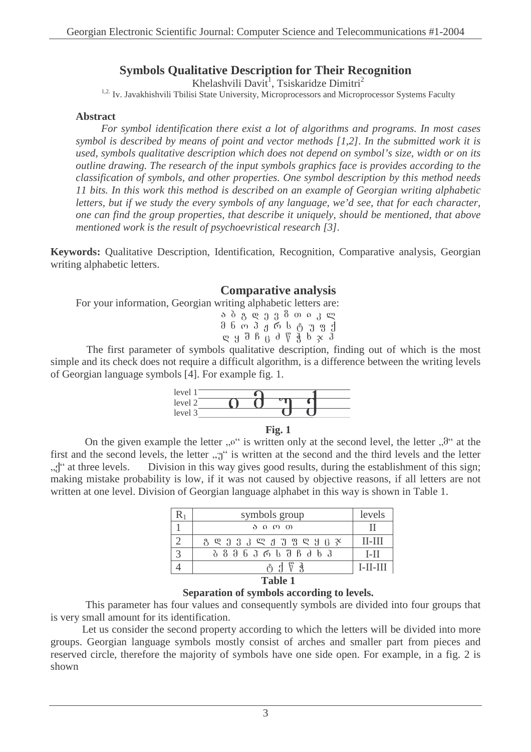# Symbols Qualitative Description for Their Recognition

Khelashvili Davit[1], Tsiskaridze Dimitri[2]

[1,2] Iv. Javakhishvili Tbilisi State University, Microprocessors and Microprocessor Systems Faculty

**Abstract**

*For symbol identification there exist a lot of algorithms and programs. In most cases symbol is described by means of point and vector methods [1,2]. In the submitted work it is used, symbols qualitative description which does not depend on symbol's size, width or on its outline drawing. The research of the input symbols graphics face is provides according to the classification of symbols, and other properties. One symbol description by this method needs 11 bits. In this work this method is described on an example of Georgian writing alphabetic letters, but if we study the every symbols of any language, we'd see, that for each character, one can find the group properties, that describe it uniquely, should be mentioned, that above mentioned work is the result of psychoevristical research [3].*

**Keywords:** Qualitative Description, Identification, Recognition, Comparative analysis, Georgian writing alphabetic letters.

## Comparative analysis

For your information, Georgian writing alphabetic letters are:

ა ბ გ დ ე ვ ზ თ ი კ ლ
მ ნ ო პ ჟ რ ს ტ უ ფ ქ
ღ ყ შ ჩ ც ძ წ ჭ ხ ჯ ჰ

The first parameter of symbols qualitative description, finding out of which is the most simple and its check does not require a difficult algorithm, is a difference between the writing levels of Georgian language symbols [4]. For example fig. 1.

level 1
level 2 ი მ უ ქ
level 3

**Fig. 1**

On the given example the letter „ი" is written only at the second level, the letter „მ" at the first and the second levels, the letter „უ" is written at the second and the third levels and the letter „ქ" at three levels. Division in this way gives good results, during the establishment of this sign; making mistake probability is low, if it was not caused by objective reasons, if all letters are not written at one level. Division of Georgian language alphabet in this way is shown in Table 1.

| $R_1$ | symbols group | levels |
|---|---|---|
| 1 | ა ი ო თ | II |
| 2 | გ დ ე ვ კ ლ ჟ უ ფ ღ ყ ც ჯ | II-III |
| 3 | ბ ზ მ ნ პ რ ს შ ჩ ძ ხ ჰ | I-II |
| 4 | ტ ქ წ ჭ | I-II-III |

**Table 1**

**Separation of symbols according to levels.**

This parameter has four values and consequently symbols are divided into four groups that is very small amount for its identification.

Let us consider the second property according to which the letters will be divided into more groups. Georgian language symbols mostly consist of arches and smaller part from pieces and reserved circle, therefore the majority of symbols have one side open. For example, in a fig. 2 is shown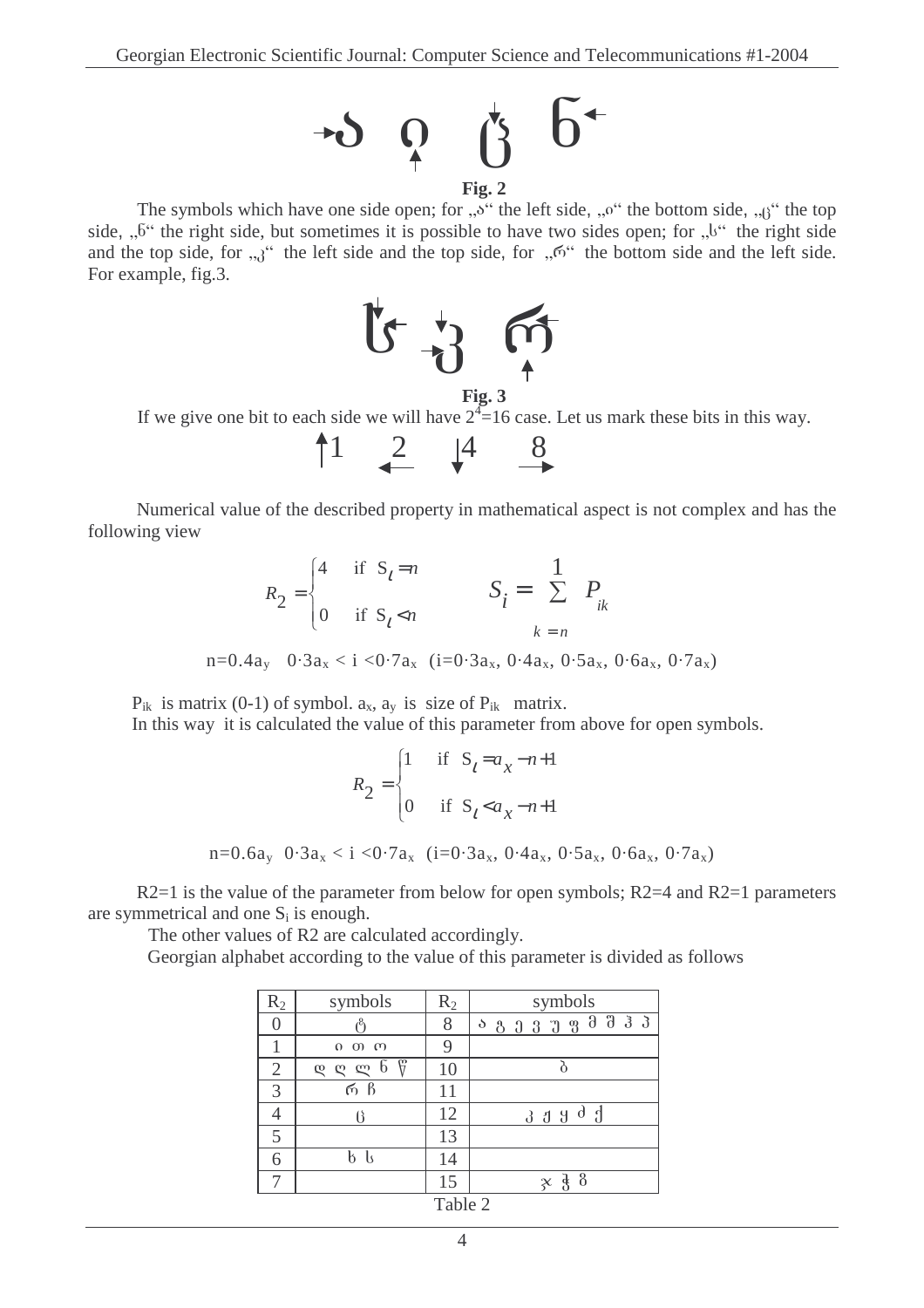Fig. 2

The symbols which have one side open; for „ა“ the left side, „ი“ the bottom side, „ც“ the top side, „ნ“ the right side, but sometimes it is possible to have two sides open; for „ს“ the right side and the top side, for „ვ“ the left side and the top side, for „რ“ the bottom side and the left side. For example, fig.3.

Fig. 3

If we give one bit to each side we will have $2^4=16$ case. Let us mark these bits in this way.

↑1 ←2 ↓4 →8

Numerical value of the described property in mathematical aspect is not complex and has the following view

$$R_2 = \begin{cases} 4 & \text{if } S_l = n \\ 0 & \text{if } S_l < n \end{cases} \qquad S_i = \sum_{k=n}^{1} P_{ik}$$

$n=0.4a_y \quad 0{\cdot}3a_x < i < 0{\cdot}7a_x \quad (i=0{\cdot}3a_x,\ 0{\cdot}4a_x,\ 0{\cdot}5a_x,\ 0{\cdot}6a_x,\ 0{\cdot}7a_x)$

$P_{ik}$ is matrix (0-1) of symbol. $a_x$, $a_y$ is size of $P_{ik}$ matrix.

In this way it is calculated the value of this parameter from above for open symbols.

$$R_2 = \begin{cases} 1 & \text{if } S_l = a_x - n + 1 \\ 0 & \text{if } S_l < a_x - n + 1 \end{cases}$$

$n=0.6a_y \quad 0{\cdot}3a_x < i < 0{\cdot}7a_x \quad (i=0{\cdot}3a_x,\ 0{\cdot}4a_x,\ 0{\cdot}5a_x,\ 0{\cdot}6a_x,\ 0{\cdot}7a_x)$

R2=1 is the value of the parameter from below for open symbols; R2=4 and R2=1 parameters are symmetrical and one $S_i$ is enough.

The other values of R2 are calculated accordingly.

Georgian alphabet according to the value of this parameter is divided as follows

| $R_2$ | symbols | $R_2$ | symbols |
|---|---|---|---|
| 0 | ტ | 8 | ა გ ე ვ უ ფ მ შ ჰ ჵ |
| 1 | ი თ ო | 9 | |
| 2 | ღ ლ ლ ნ ჽ | 10 | ბ |
| 3 | რ ჩ | 11 | |
| 4 | ც | 12 | კ ქ ყ ძ ჭ |
| 5 | | 13 | |
| 6 | ხ ს | 14 | |
| 7 | | 15 | ჯ ჴ ზ |

Table 2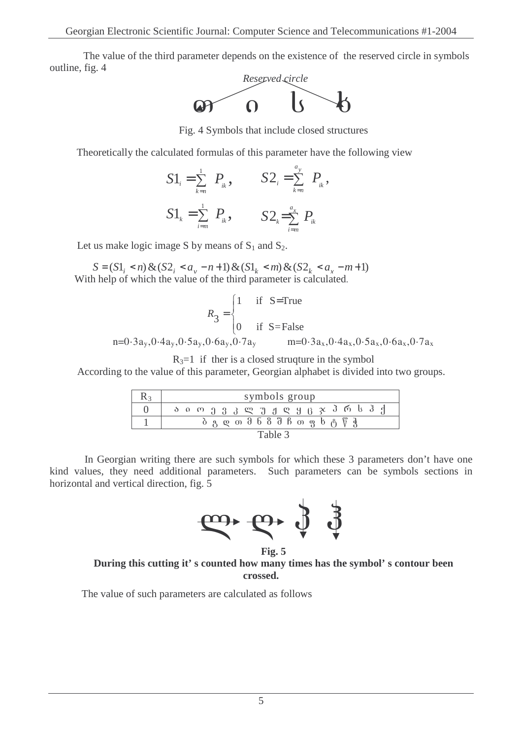The value of the third parameter depends on the existence of the reserved circle in symbols outline, fig. 4

Reserved circle

თ ი ს ხ

Fig. 4 Symbols that include closed structures

Theoretically the calculated formulas of this parameter have the following view

$$S1_i = \sum_{k=n}^{1} P_{ik}, \qquad S2_i = \sum_{k=n}^{a_y} P_{ik},$$

$$S1_k = \sum_{i=m}^{1} P_{ik}, \qquad S2_k = \sum_{i=m}^{a_x} P_{ik}$$

Let us make logic image S by means of $S_1$ and $S_2$.

$$S = (S1_i < n) \& (S2_i < a_v - n + 1) \& (S1_k < m) \& (S2_k < a_x - m + 1)$$

With help of which the value of the third parameter is calculated.

$$R_3 = \begin{cases} 1 & \text{if } S = \text{True} \\ 0 & \text{if } S = \text{False} \end{cases}$$

$n = 0{\cdot}3a_y, 0{\cdot}4a_y, 0{\cdot}5a_y, 0{\cdot}6a_y, 0{\cdot}7a_y$ $\qquad$ $m = 0{\cdot}3a_x, 0{\cdot}4a_x, 0{\cdot}5a_x, 0{\cdot}6a_x, 0{\cdot}7a_x$

$R_3 = 1$ if ther is a closed struqture in the symbol

According to the value of this parameter, Georgian alphabet is divided into two groups.

| $R_3$ | symbols group |
|---|---|
| 0 | ა ი ო ე ვ კ ლ უ ქ ღ ყ ც ჯ პ რ ს ჰ ქ |
| 1 | ბ გ დ თ მ ნ ზ შ ჩ ო ფ ხ ტ წ ჴ |

Table 3

In Georgian writing there are such symbols for which these 3 parameters don't have one kind values, they need additional parameters. Such parameters can be symbols sections in horizontal and vertical direction, fig. 5

ლ ღ ჰ ჰ

**Fig. 5**

**During this cutting it' s counted how many times has the symbol' s contour been crossed.**

The value of such parameters are calculated as follows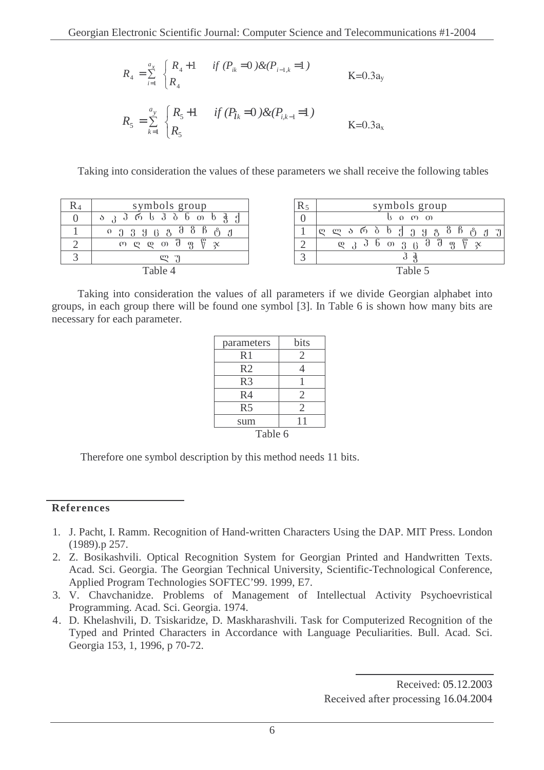$$R_4 = \sum_{i=1}^{a_x} \begin{cases} R_4 + 1 & if\ (P_{ik} = 0)\&(P_{i-1,k} = 1) \\ R_4 \end{cases} \qquad K = 0.3a_y$$

$$R_5 = \sum_{k=1}^{a_y} \begin{cases} R_5 + 1 & if\ (P_{ik} = 0)\&(P_{i,k-1} = 1) \\ R_5 \end{cases} \qquad K = 0.3a_x$$

Taking into consideration the values of these parameters we shall receive the following tables

| $R_4$ | symbols group |
|---|---|
| 0 | ა კ პ რ ს ჰ ბ ნ თ ხ ჭ ქ |
| 1 | ი ე ვ ყ ც გ ä ზ ß ტ ჟ |
| 2 | ო ღ ღ თ მ ფ ჭ ჯ |
| 3 | ლ უ |

Table 4

| $R_5$ | symbols group |
|---|---|
| 0 | ს ი ო თ |
| 1 | ღ ლ ა რ ბ ხ ქ ე ყ გ ზ ß ტ ჟ უ |
| 2 | ღ კ პ ნ თ ვ ც მ მ ფ ჭ ჯ |
| 3 | ჰ ჭ |

Table 5

Taking into consideration the values of all parameters if we divide Georgian alphabet into groups, in each group there will be found one symbol [3]. In Table 6 is shown how many bits are necessary for each parameter.

| parameters | bits |
|---|---|
| R1 | 2 |
| R2 | 4 |
| R3 | 1 |
| R4 | 2 |
| R5 | 2 |
| sum | 11 |

Table 6

Therefore one symbol description by this method needs 11 bits.

## References

1. J. Pacht, I. Ramm. Recognition of Hand-written Characters Using the DAP. MIT Press. London (1989).p 257.
2. Z. Bosikashvili. Optical Recognition System for Georgian Printed and Handwritten Texts. Acad. Sci. Georgia. The Georgian Technical University, Scientific-Technological Conference, Applied Program Technologies SOFTEC'99. 1999, E7.
3. V. Chavchanidze. Problems of Management of Intellectual Activity Psychoevristical Programming. Acad. Sci. Georgia. 1974.
4. D. Khelashvili, D. Tsiskaridze, D. Maskharashvili. Task for Computerized Recognition of the Typed and Printed Characters in Accordance with Language Peculiarities. Bull. Acad. Sci. Georgia 153, 1, 1996, p 70-72.

Received: 05.12.2003
Received after processing 16.04.2004